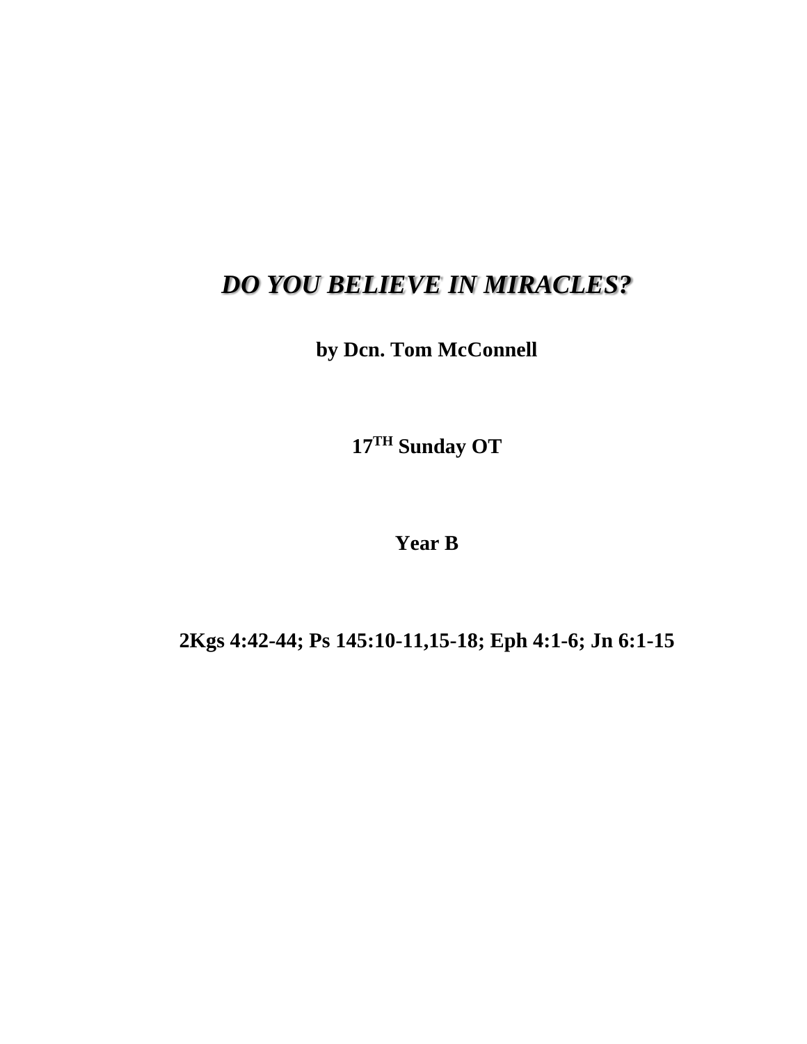# *DO YOU BELIEVE IN MIRACLES?*

**by Dcn. Tom McConnell**

**17TH Sunday OT**

**Year B**

**2Kgs 4:42-44; Ps 145:10-11,15-18; Eph 4:1-6; Jn 6:1-15**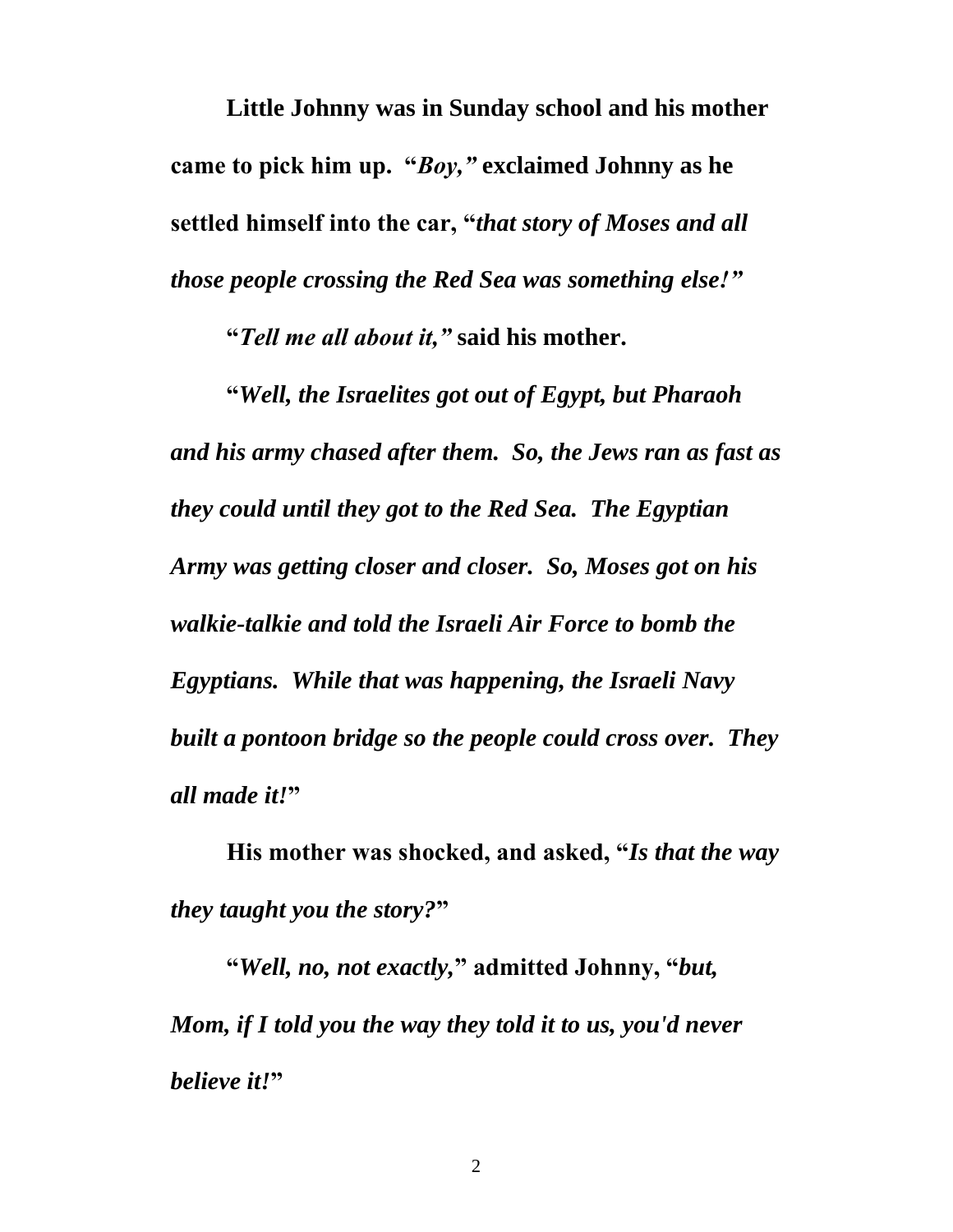**Little Johnny was in Sunday school and his mother came to pick him up. "*Boy,*" exclaimed Johnny as he settled himself into the car, "*that story of Moses and all those people crossing the Red Sea was something else!*"**

**"*Tell me all about it,*" said his mother.**

**"*Well, the Israelites got out of Egypt, but Pharaoh and his army chased after them. So, the Jews ran as fast as they could until they got to the Red Sea. The Egyptian Army was getting closer and closer. So, Moses got on his walkie-talkie and told the Israeli Air Force to bomb the Egyptians. While that was happening, the Israeli Navy built a pontoon bridge so the people could cross over. They all made it!*"**

**His mother was shocked, and asked, "*Is that the way they taught you the story?*"**

**"*Well, no, not exactly,*" admitted Johnny, "*but, Mom, if I told you the way they told it to us, you'd never believe it!*"**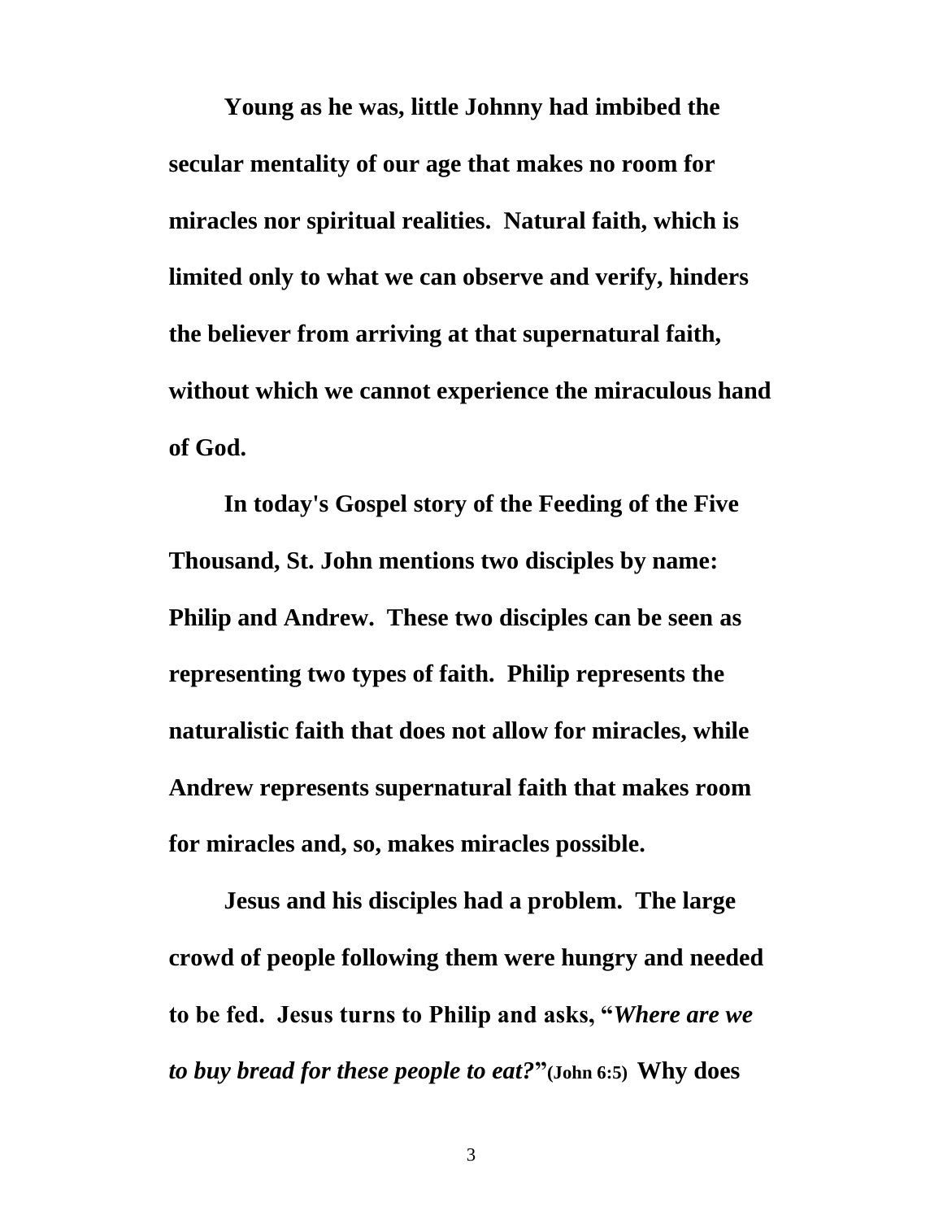**Young as he was, little Johnny had imbibed the secular mentality of our age that makes no room for miracles nor spiritual realities. Natural faith, which is limited only to what we can observe and verify, hinders the believer from arriving at that supernatural faith, without which we cannot experience the miraculous hand of God.**

**In today's Gospel story of the Feeding of the Five Thousand, St. John mentions two disciples by name: Philip and Andrew. These two disciples can be seen as representing two types of faith. Philip represents the naturalistic faith that does not allow for miracles, while Andrew represents supernatural faith that makes room for miracles and, so, makes miracles possible.**

**Jesus and his disciples had a problem. The large crowd of people following them were hungry and needed to be fed. Jesus turns to Philip and asks, "*Where are we to buy bread for these people to eat?*"(John 6:5) Why does**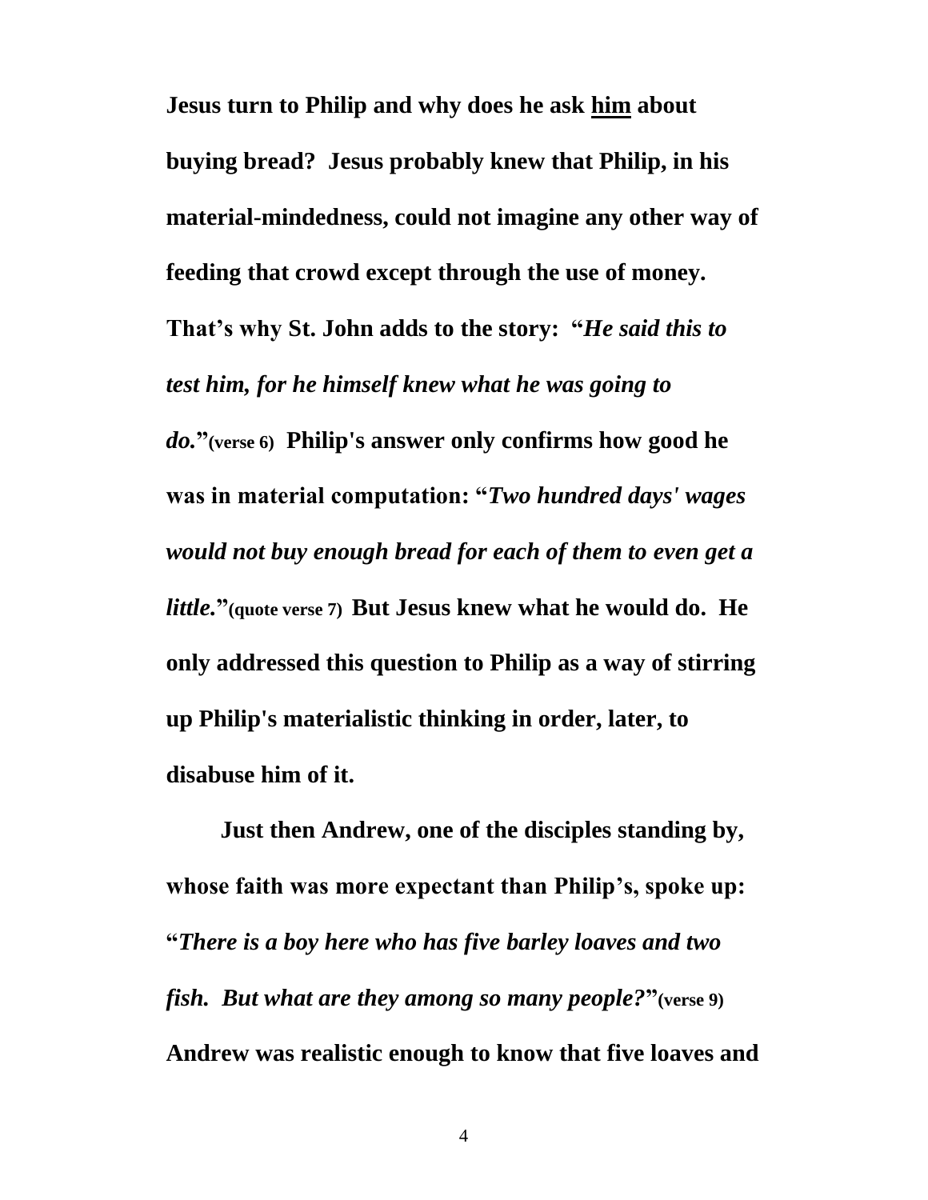**Jesus turn to Philip and why does he ask <u>him</u> about buying bread? Jesus probably knew that Philip, in his material-mindedness, could not imagine any other way of feeding that crowd except through the use of money. That's why St. John adds to the story: "*He said this to test him, for he himself knew what he was going to do.*"(verse 6) Philip's answer only confirms how good he was in material computation: "*Two hundred days' wages would not buy enough bread for each of them to even get a little.*"(quote verse 7) But Jesus knew what he would do. He only addressed this question to Philip as a way of stirring up Philip's materialistic thinking in order, later, to disabuse him of it.**

**Just then Andrew, one of the disciples standing by, whose faith was more expectant than Philip's, spoke up: "*There is a boy here who has five barley loaves and two fish. But what are they among so many people?*"(verse 9) Andrew was realistic enough to know that five loaves and**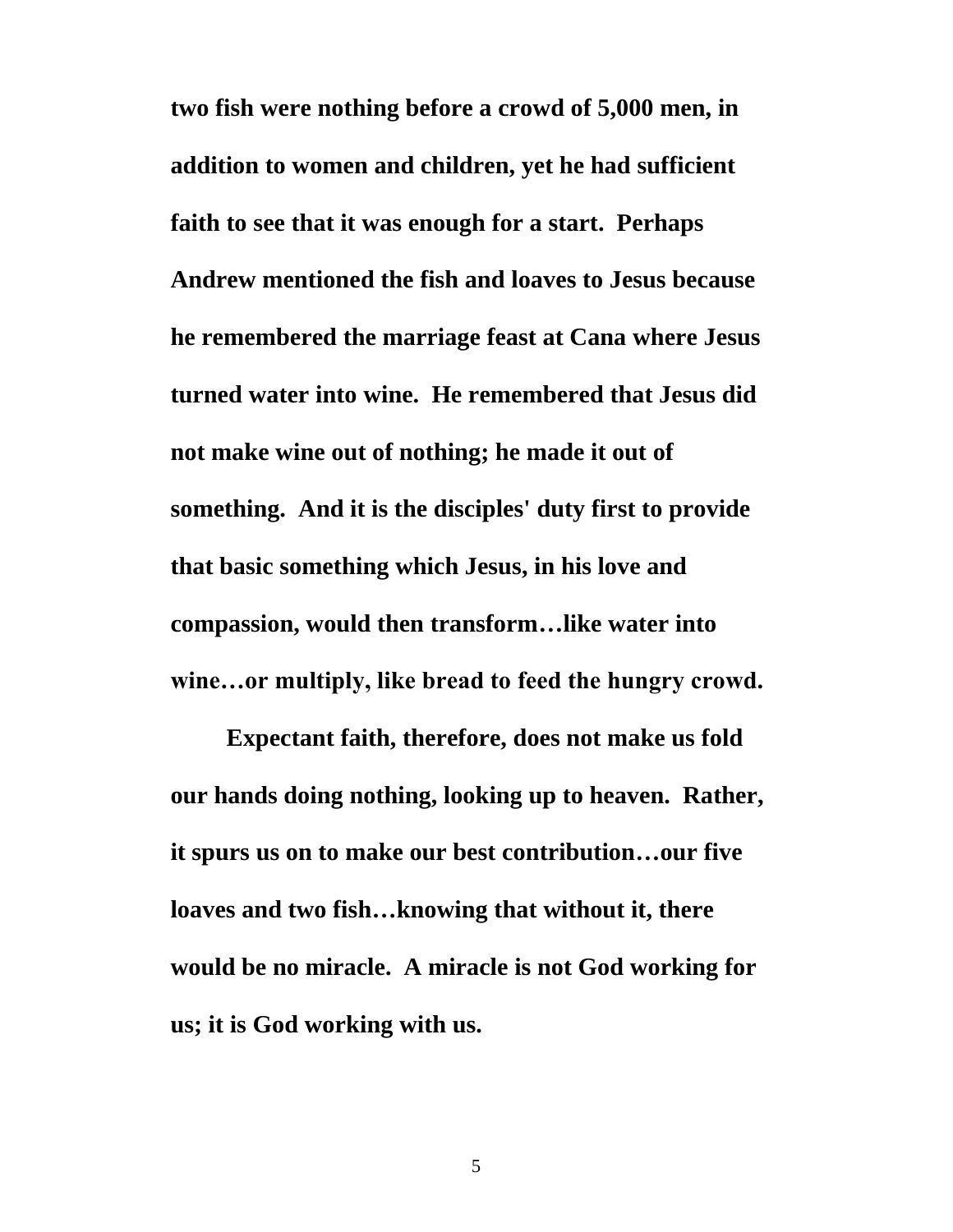**two fish were nothing before a crowd of 5,000 men, in addition to women and children, yet he had sufficient faith to see that it was enough for a start. Perhaps Andrew mentioned the fish and loaves to Jesus because he remembered the marriage feast at Cana where Jesus turned water into wine. He remembered that Jesus did not make wine out of nothing; he made it out of something. And it is the disciples' duty first to provide that basic something which Jesus, in his love and compassion, would then transform…like water into wine…or multiply, like bread to feed the hungry crowd.**

**Expectant faith, therefore, does not make us fold our hands doing nothing, looking up to heaven. Rather, it spurs us on to make our best contribution…our five loaves and two fish…knowing that without it, there would be no miracle. A miracle is not God working for us; it is God working with us.**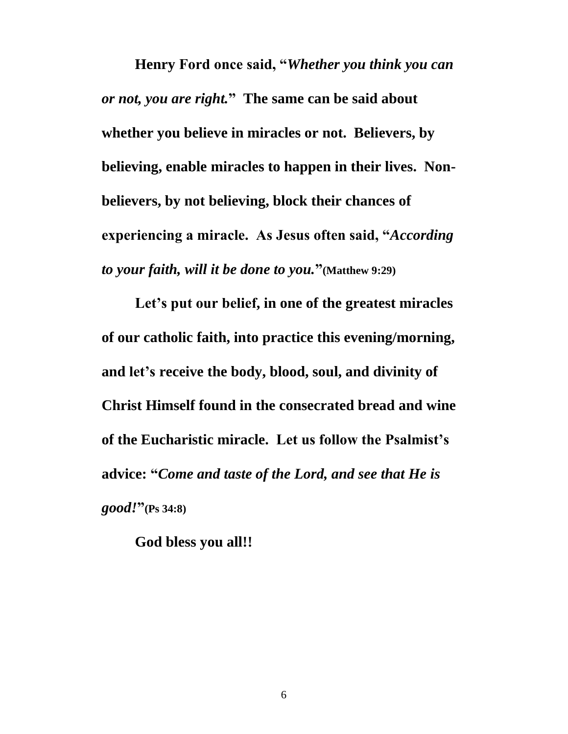**Henry Ford once said, "*Whether you think you can or not, you are right.*" The same can be said about whether you believe in miracles or not. Believers, by believing, enable miracles to happen in their lives. Non-believers, by not believing, block their chances of experiencing a miracle. As Jesus often said, "*According to your faith, will it be done to you.*"(Matthew 9:29)**

**Let's put our belief, in one of the greatest miracles of our catholic faith, into practice this evening/morning, and let's receive the body, blood, soul, and divinity of Christ Himself found in the consecrated bread and wine of the Eucharistic miracle. Let us follow the Psalmist's advice: "*Come and taste of the Lord, and see that He is good!*"(Ps 34:8)**

**God bless you all!!**